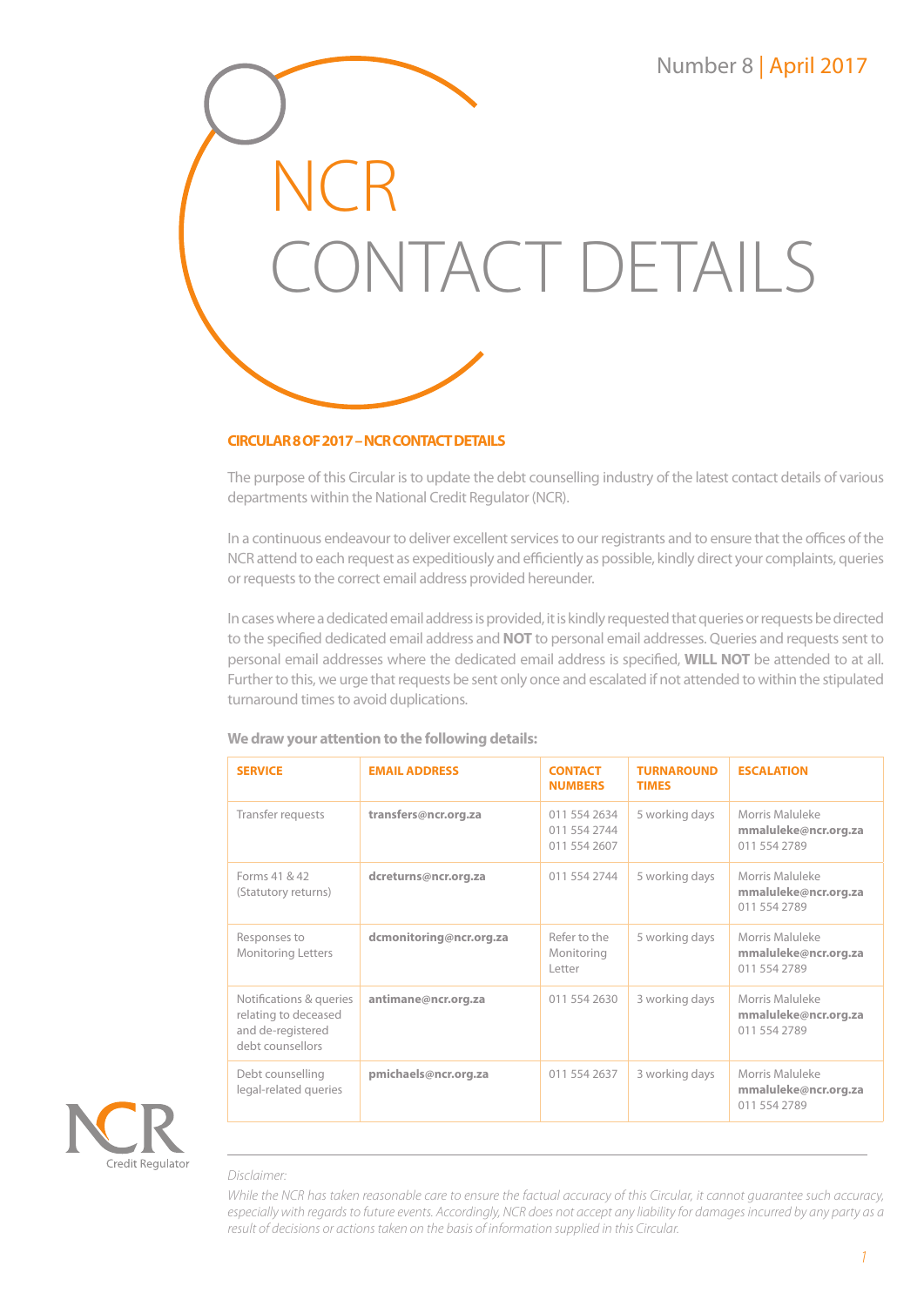Number 8 | April 2017

# NCR CONTACT DETAILS

## CIRCULAR 8 OF 2017 – NCR CONTACT DETAILS

The purpose of this Circular is to update the debt counselling industry of the latest contact details of various departments within the National Credit Regulator (NCR).

In a continuous endeavour to deliver excellent services to our registrants and to ensure that the offices of the NCR attend to each request as expeditiously and efficiently as possible, kindly direct your complaints, queries or requests to the correct email address provided hereunder.

In cases where a dedicated email address is provided, it is kindly requested that queries or requests be directed to the specified dedicated email address and **NOT** to personal email addresses. Queries and requests sent to personal email addresses where the dedicated email address is specified, **WILL NOT** be attended to at all. Further to this, we urge that requests be sent only once and escalated if not attended to within the stipulated turnaround times to avoid duplications.

**We draw your attention to the following details:**

| SERVICE | EMAIL ADDRESS | CONTACT NUMBERS | TURNAROUND TIMES | ESCALATION |
|---|---|---|---|---|
| Transfer requests | **transfers@ncr.org.za** | 011 554 2634<br>011 554 2744<br>011 554 2607 | 5 working days | Morris Maluleke<br>**mmaluleke@ncr.org.za**<br>011 554 2789 |
| Forms 41 & 42 (Statutory returns) | **dcreturns@ncr.org.za** | 011 554 2744 | 5 working days | Morris Maluleke<br>**mmaluleke@ncr.org.za**<br>011 554 2789 |
| Responses to Monitoring Letters | **dcmonitoring@ncr.org.za** | Refer to the Monitoring Letter | 5 working days | Morris Maluleke<br>**mmaluleke@ncr.org.za**<br>011 554 2789 |
| Notifications & queries relating to deceased and de-registered debt counsellors | **antimane@ncr.org.za** | 011 554 2630 | 3 working days | Morris Maluleke<br>**mmaluleke@ncr.org.za**<br>011 554 2789 |
| Debt counselling legal-related queries | **pmichaels@ncr.org.za** | 011 554 2637 | 3 working days | Morris Maluleke<br>**mmaluleke@ncr.org.za**<br>011 554 2789 |

NCR Credit Regulator

*Disclaimer:*

*While the NCR has taken reasonable care to ensure the factual accuracy of this Circular, it cannot guarantee such accuracy, especially with regards to future events. Accordingly, NCR does not accept any liability for damages incurred by any party as a result of decisions or actions taken on the basis of information supplied in this Circular.*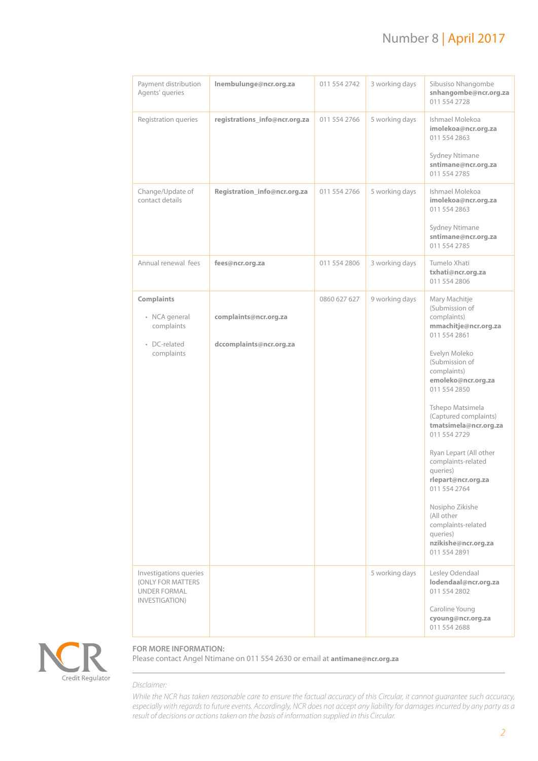| | | | | |
|---|---|---|---|---|
| Payment distribution Agents' queries | **lnembulunge@ncr.org.za** | 011 554 2742 | 3 working days | Sibusiso Nhangombe<br>**snhangombe@ncr.org.za**<br>011 554 2728 |
| Registration queries | **registrations_info@ncr.org.za** | 011 554 2766 | 5 working days | Ishmael Molekoa<br>**imolekoa@ncr.org.za**<br>011 554 2863<br><br>Sydney Ntimane<br>**sntimane@ncr.org.za**<br>011 554 2785 |
| Change/Update of contact details | **Registration_info@ncr.org.za** | 011 554 2766 | 5 working days | Ishmael Molekoa<br>**imolekoa@ncr.org.za**<br>011 554 2863<br><br>Sydney Ntimane<br>**sntimane@ncr.org.za**<br>011 554 2785 |
| Annual renewal fees | **fees@ncr.org.za** | 011 554 2806 | 3 working days | Tumelo Xhati<br>**txhati@ncr.org.za**<br>011 554 2806 |
| **Complaints**<br>• NCA general complaints<br>• DC-related complaints | <br>**complaints@ncr.org.za**<br>**dccomplaints@ncr.org.za** | 0860 627 627 | 9 working days | Mary Machitje (Submission of complaints)<br>**mmachitje@ncr.org.za**<br>011 554 2861<br><br>Evelyn Moleko (Submission of complaints)<br>**emoleko@ncr.org.za**<br>011 554 2850<br><br>Tshepo Matsimela (Captured complaints)<br>**tmatsimela@ncr.org.za**<br>011 554 2729<br><br>Ryan Lepart (All other complaints-related queries)<br>**rlepart@ncr.org.za**<br>011 554 2764<br><br>Nosipho Zikishe (All other complaints-related queries)<br>**nzikishe@ncr.org.za**<br>011 554 2891 |
| Investigations queries (ONLY FOR MATTERS UNDER FORMAL INVESTIGATION) | | | 5 working days | Lesley Odendaal<br>**lodendaal@ncr.org.za**<br>011 554 2802<br><br>Caroline Young<br>**cyoung@ncr.org.za**<br>011 554 2688 |

**FOR MORE INFORMATION:**
Please contact Angel Ntimane on 011 554 2630 or email at **antimane@ncr.org.za**

NCR Credit Regulator

*Disclaimer:*

*While the NCR has taken reasonable care to ensure the factual accuracy of this Circular, it cannot guarantee such accuracy, especially with regards to future events. Accordingly, NCR does not accept any liability for damages incurred by any party as a result of decisions or actions taken on the basis of information supplied in this Circular.*